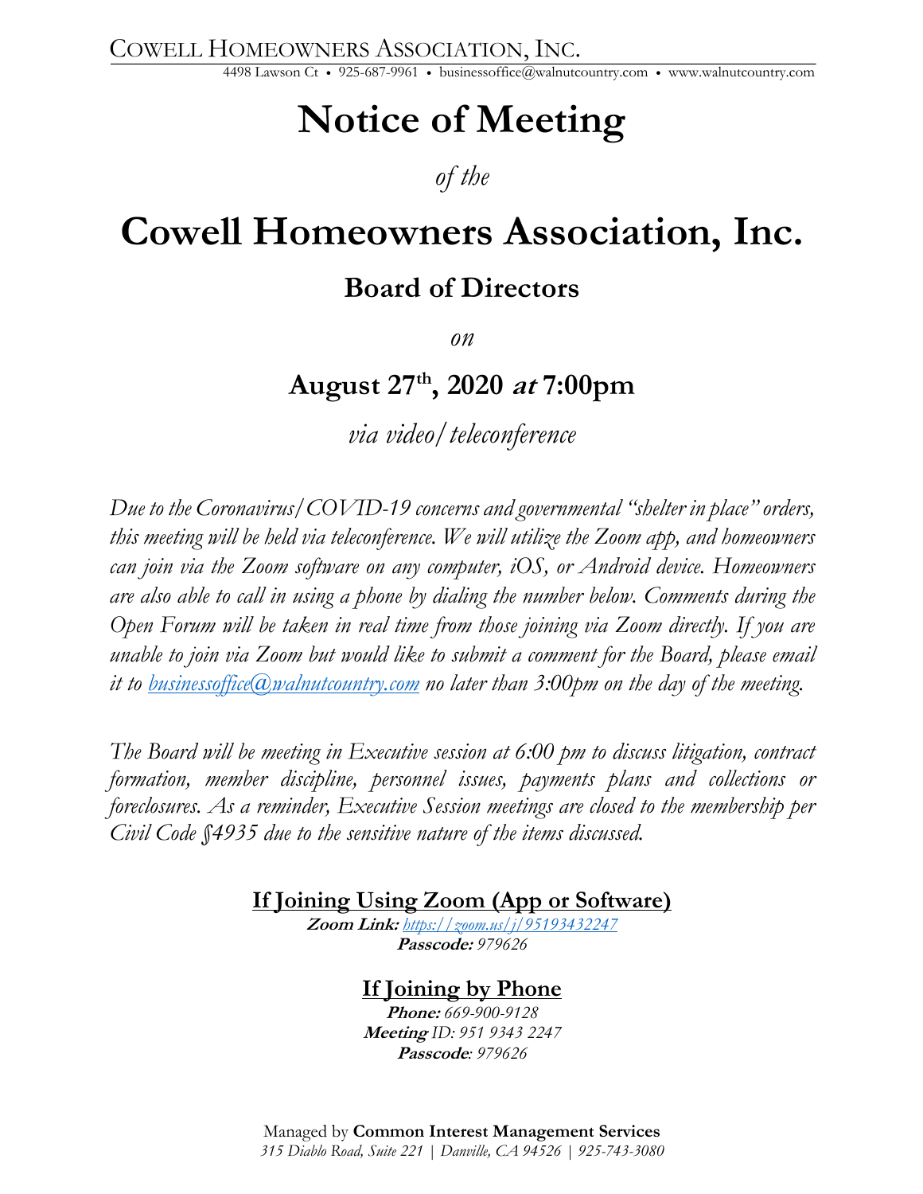COWELL HOMEOWNERS ASSOCIATION, INC.

4498 Lawson Ct • 925-687-9961 • businessoffice@walnutcountry.com • www.walnutcountry.com

# Notice of Meeting

*of the*

# Cowell Homeowners Association, Inc.

## Board of Directors

*on*

## August 27th, 2020 *at* 7:00pm

*via video/teleconference*

*Due to the Coronavirus/COVID-19 concerns and governmental "shelter in place" orders, this meeting will be held via teleconference. We will utilize the Zoom app, and homeowners can join via the Zoom software on any computer, iOS, or Android device. Homeowners are also able to call in using a phone by dialing the number below. Comments during the Open Forum will be taken in real time from those joining via Zoom directly. If you are unable to join via Zoom but would like to submit a comment for the Board, please email it to [businessoffice@walnutcountry.com](mailto:businessoffice@walnutcountry.com) no later than 3:00pm on the day of the meeting.*

*The Board will be meeting in Executive session at 6:00 pm to discuss litigation, contract formation, member discipline, personnel issues, payments plans and collections or foreclosures. As a reminder, Executive Session meetings are closed to the membership per Civil Code §4935 due to the sensitive nature of the items discussed.*

**If Joining Using Zoom (App or Software)**

**Zoom Link:** *[https://zoom.us/j/95193432247](https://zoom.us/j/95193432247)*
**Passcode:** *979626*

**If Joining by Phone**

**Phone:** *669-900-9128*
**Meeting** *ID: 951 9343 2247*
**Passcode***: 979626*

Managed by **Common Interest Management Services**
*315 Diablo Road, Suite 221 | Danville, CA 94526 | 925-743-3080*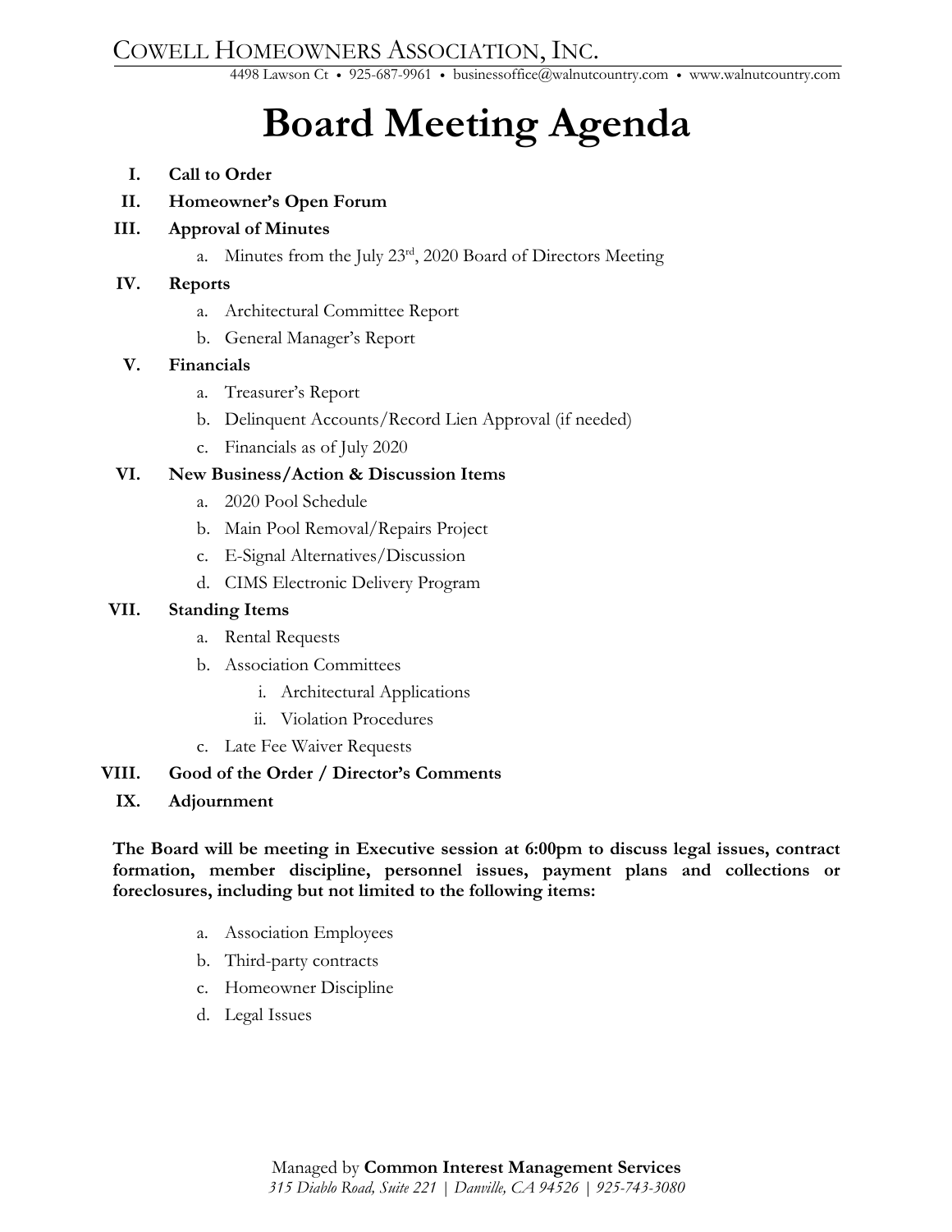COWELL HOMEOWNERS ASSOCIATION, INC.

4498 Lawson Ct • 925-687-9961 • businessoffice@walnutcountry.com • www.walnutcountry.com

# Board Meeting Agenda

I. **Call to Order**

II. **Homeowner's Open Forum**

III. **Approval of Minutes**
   - a. Minutes from the July 23rd, 2020 Board of Directors Meeting

IV. **Reports**
   - a. Architectural Committee Report
   - b. General Manager's Report

V. **Financials**
   - a. Treasurer's Report
   - b. Delinquent Accounts/Record Lien Approval (if needed)
   - c. Financials as of July 2020

VI. **New Business/Action & Discussion Items**
   - a. 2020 Pool Schedule
   - b. Main Pool Removal/Repairs Project
   - c. E-Signal Alternatives/Discussion
   - d. CIMS Electronic Delivery Program

VII. **Standing Items**
   - a. Rental Requests
   - b. Association Committees
     - i. Architectural Applications
     - ii. Violation Procedures
   - c. Late Fee Waiver Requests

VIII. **Good of the Order / Director's Comments**

IX. **Adjournment**

**The Board will be meeting in Executive session at 6:00pm to discuss legal issues, contract formation, member discipline, personnel issues, payment plans and collections or foreclosures, including but not limited to the following items:**

- a. Association Employees
- b. Third-party contracts
- c. Homeowner Discipline
- d. Legal Issues

Managed by **Common Interest Management Services**
*315 Diablo Road, Suite 221 | Danville, CA 94526 | 925-743-3080*